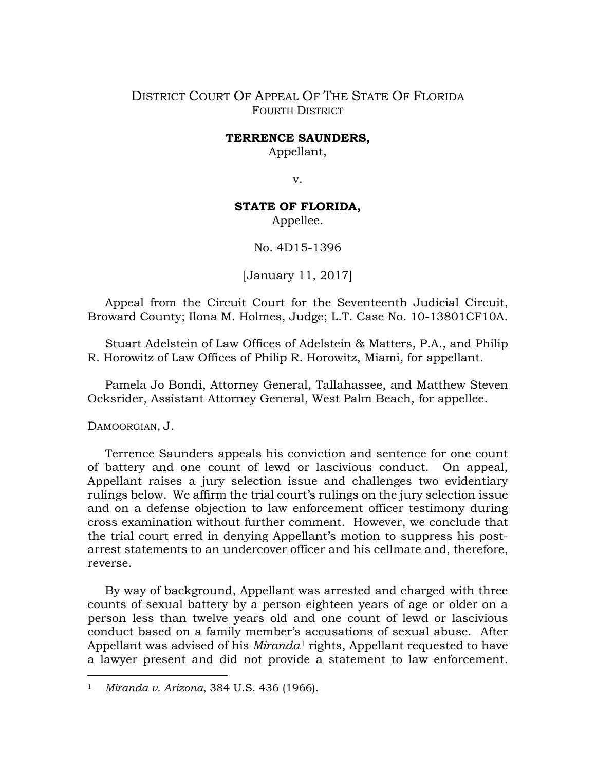DISTRICT COURT OF APPEAL OF THE STATE OF FLORIDA
FOURTH DISTRICT

**TERRENCE SAUNDERS,**
Appellant,

v.

**STATE OF FLORIDA,**
Appellee.

No. 4D15-1396

[January 11, 2017]

Appeal from the Circuit Court for the Seventeenth Judicial Circuit, Broward County; Ilona M. Holmes, Judge; L.T. Case No. 10-13801CF10A.

Stuart Adelstein of Law Offices of Adelstein & Matters, P.A., and Philip R. Horowitz of Law Offices of Philip R. Horowitz, Miami, for appellant.

Pamela Jo Bondi, Attorney General, Tallahassee, and Matthew Steven Ocksrider, Assistant Attorney General, West Palm Beach, for appellee.

DAMOORGIAN, J.

Terrence Saunders appeals his conviction and sentence for one count of battery and one count of lewd or lascivious conduct. On appeal, Appellant raises a jury selection issue and challenges two evidentiary rulings below. We affirm the trial court's rulings on the jury selection issue and on a defense objection to law enforcement officer testimony during cross examination without further comment. However, we conclude that the trial court erred in denying Appellant's motion to suppress his post-arrest statements to an undercover officer and his cellmate and, therefore, reverse.

By way of background, Appellant was arrested and charged with three counts of sexual battery by a person eighteen years of age or older on a person less than twelve years old and one count of lewd or lascivious conduct based on a family member's accusations of sexual abuse. After Appellant was advised of his *Miranda*[1] rights, Appellant requested to have a lawyer present and did not provide a statement to law enforcement.

[1] *Miranda v. Arizona*, 384 U.S. 436 (1966).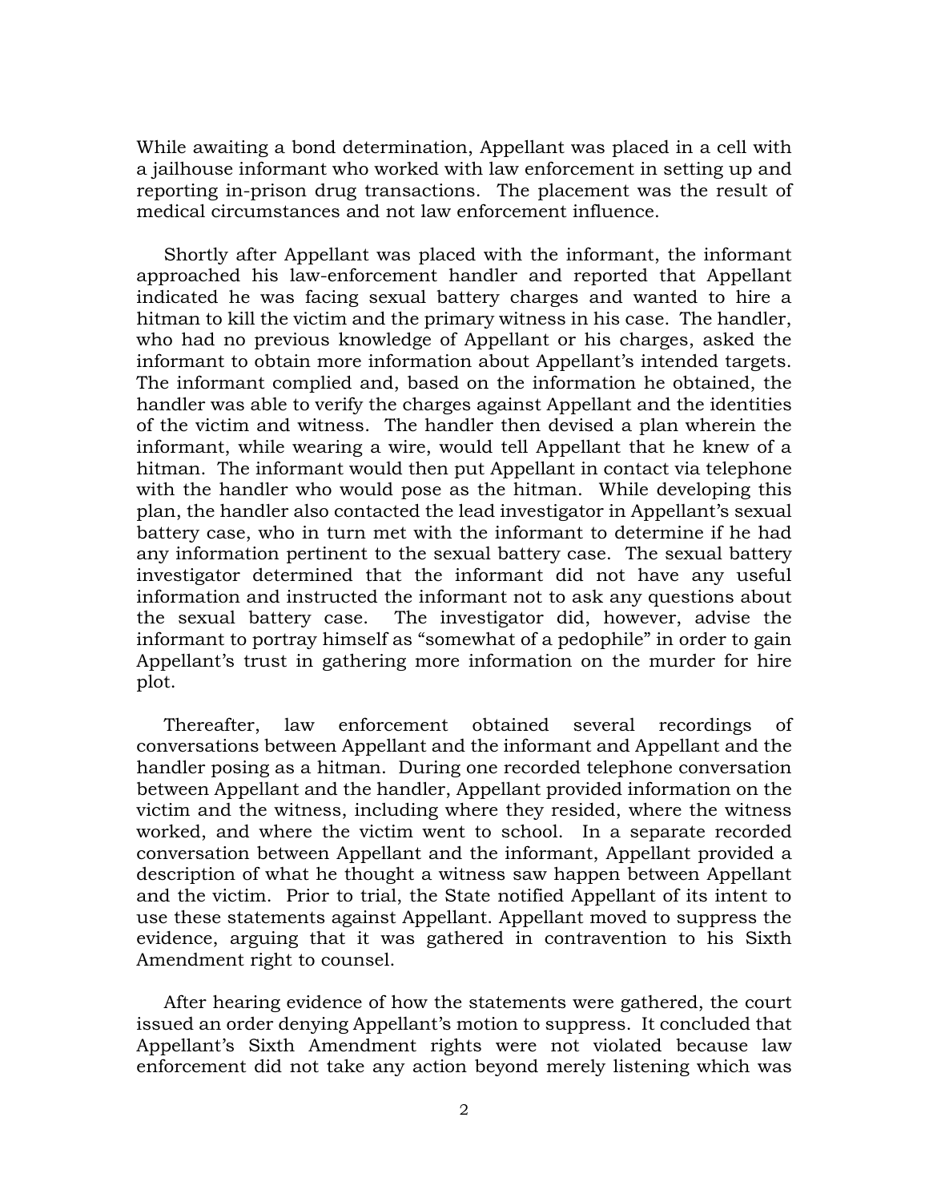While awaiting a bond determination, Appellant was placed in a cell with a jailhouse informant who worked with law enforcement in setting up and reporting in-prison drug transactions. The placement was the result of medical circumstances and not law enforcement influence.

Shortly after Appellant was placed with the informant, the informant approached his law-enforcement handler and reported that Appellant indicated he was facing sexual battery charges and wanted to hire a hitman to kill the victim and the primary witness in his case. The handler, who had no previous knowledge of Appellant or his charges, asked the informant to obtain more information about Appellant's intended targets. The informant complied and, based on the information he obtained, the handler was able to verify the charges against Appellant and the identities of the victim and witness. The handler then devised a plan wherein the informant, while wearing a wire, would tell Appellant that he knew of a hitman. The informant would then put Appellant in contact via telephone with the handler who would pose as the hitman. While developing this plan, the handler also contacted the lead investigator in Appellant's sexual battery case, who in turn met with the informant to determine if he had any information pertinent to the sexual battery case. The sexual battery investigator determined that the informant did not have any useful information and instructed the informant not to ask any questions about the sexual battery case. The investigator did, however, advise the informant to portray himself as "somewhat of a pedophile" in order to gain Appellant's trust in gathering more information on the murder for hire plot.

Thereafter, law enforcement obtained several recordings of conversations between Appellant and the informant and Appellant and the handler posing as a hitman. During one recorded telephone conversation between Appellant and the handler, Appellant provided information on the victim and the witness, including where they resided, where the witness worked, and where the victim went to school. In a separate recorded conversation between Appellant and the informant, Appellant provided a description of what he thought a witness saw happen between Appellant and the victim. Prior to trial, the State notified Appellant of its intent to use these statements against Appellant. Appellant moved to suppress the evidence, arguing that it was gathered in contravention to his Sixth Amendment right to counsel.

After hearing evidence of how the statements were gathered, the court issued an order denying Appellant's motion to suppress. It concluded that Appellant's Sixth Amendment rights were not violated because law enforcement did not take any action beyond merely listening which was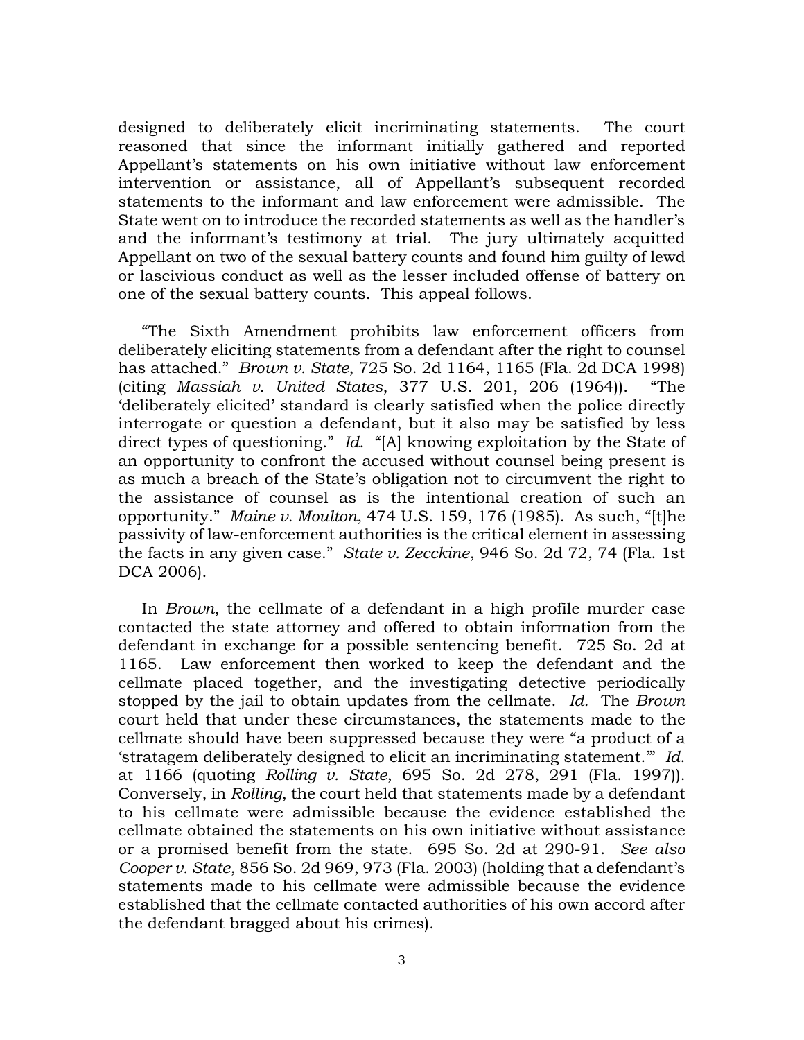designed to deliberately elicit incriminating statements. The court reasoned that since the informant initially gathered and reported Appellant's statements on his own initiative without law enforcement intervention or assistance, all of Appellant's subsequent recorded statements to the informant and law enforcement were admissible. The State went on to introduce the recorded statements as well as the handler's and the informant's testimony at trial. The jury ultimately acquitted Appellant on two of the sexual battery counts and found him guilty of lewd or lascivious conduct as well as the lesser included offense of battery on one of the sexual battery counts. This appeal follows.

"The Sixth Amendment prohibits law enforcement officers from deliberately eliciting statements from a defendant after the right to counsel has attached." *Brown v. State*, 725 So. 2d 1164, 1165 (Fla. 2d DCA 1998) (citing *Massiah v. United States*, 377 U.S. 201, 206 (1964)). "The 'deliberately elicited' standard is clearly satisfied when the police directly interrogate or question a defendant, but it also may be satisfied by less direct types of questioning." *Id.* "[A] knowing exploitation by the State of an opportunity to confront the accused without counsel being present is as much a breach of the State's obligation not to circumvent the right to the assistance of counsel as is the intentional creation of such an opportunity." *Maine v. Moulton*, 474 U.S. 159, 176 (1985). As such, "[t]he passivity of law-enforcement authorities is the critical element in assessing the facts in any given case." *State v. Zecckine*, 946 So. 2d 72, 74 (Fla. 1st DCA 2006).

In *Brown*, the cellmate of a defendant in a high profile murder case contacted the state attorney and offered to obtain information from the defendant in exchange for a possible sentencing benefit. 725 So. 2d at 1165. Law enforcement then worked to keep the defendant and the cellmate placed together, and the investigating detective periodically stopped by the jail to obtain updates from the cellmate. *Id.* The *Brown* court held that under these circumstances, the statements made to the cellmate should have been suppressed because they were "a product of a 'stratagem deliberately designed to elicit an incriminating statement.'" *Id.* at 1166 (quoting *Rolling v. State*, 695 So. 2d 278, 291 (Fla. 1997)). Conversely, in *Rolling*, the court held that statements made by a defendant to his cellmate were admissible because the evidence established the cellmate obtained the statements on his own initiative without assistance or a promised benefit from the state. 695 So. 2d at 290-91. *See also Cooper v. State*, 856 So. 2d 969, 973 (Fla. 2003) (holding that a defendant's statements made to his cellmate were admissible because the evidence established that the cellmate contacted authorities of his own accord after the defendant bragged about his crimes).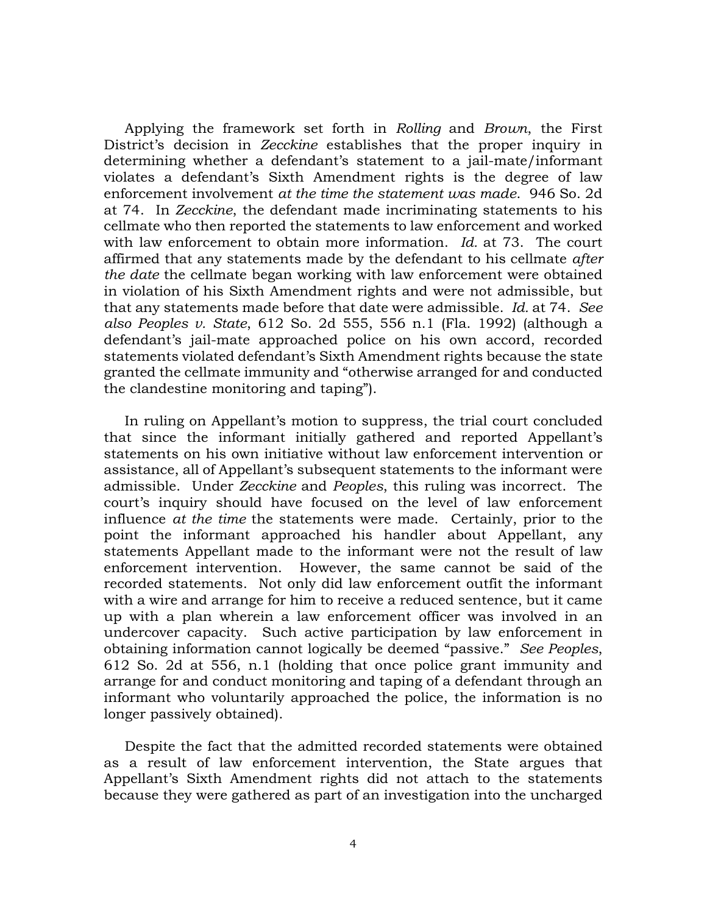Applying the framework set forth in *Rolling* and *Brown*, the First District's decision in *Zecckine* establishes that the proper inquiry in determining whether a defendant's statement to a jail-mate/informant violates a defendant's Sixth Amendment rights is the degree of law enforcement involvement *at the time the statement was made*. 946 So. 2d at 74. In *Zecckine*, the defendant made incriminating statements to his cellmate who then reported the statements to law enforcement and worked with law enforcement to obtain more information. *Id.* at 73. The court affirmed that any statements made by the defendant to his cellmate *after the date* the cellmate began working with law enforcement were obtained in violation of his Sixth Amendment rights and were not admissible, but that any statements made before that date were admissible. *Id.* at 74. *See also Peoples v. State*, 612 So. 2d 555, 556 n.1 (Fla. 1992) (although a defendant's jail-mate approached police on his own accord, recorded statements violated defendant's Sixth Amendment rights because the state granted the cellmate immunity and "otherwise arranged for and conducted the clandestine monitoring and taping").

In ruling on Appellant's motion to suppress, the trial court concluded that since the informant initially gathered and reported Appellant's statements on his own initiative without law enforcement intervention or assistance, all of Appellant's subsequent statements to the informant were admissible. Under *Zecckine* and *Peoples*, this ruling was incorrect. The court's inquiry should have focused on the level of law enforcement influence *at the time* the statements were made. Certainly, prior to the point the informant approached his handler about Appellant, any statements Appellant made to the informant were not the result of law enforcement intervention. However, the same cannot be said of the recorded statements. Not only did law enforcement outfit the informant with a wire and arrange for him to receive a reduced sentence, but it came up with a plan wherein a law enforcement officer was involved in an undercover capacity. Such active participation by law enforcement in obtaining information cannot logically be deemed "passive." *See Peoples*, 612 So. 2d at 556, n.1 (holding that once police grant immunity and arrange for and conduct monitoring and taping of a defendant through an informant who voluntarily approached the police, the information is no longer passively obtained).

Despite the fact that the admitted recorded statements were obtained as a result of law enforcement intervention, the State argues that Appellant's Sixth Amendment rights did not attach to the statements because they were gathered as part of an investigation into the uncharged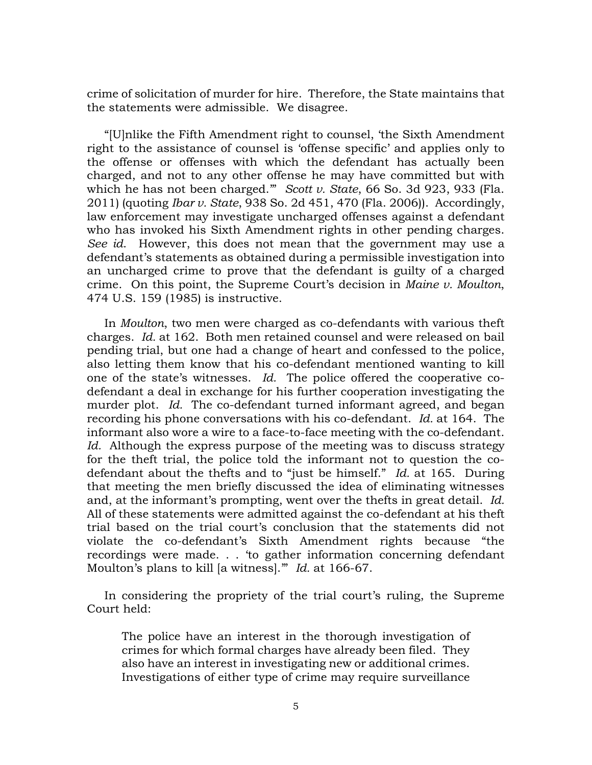crime of solicitation of murder for hire. Therefore, the State maintains that the statements were admissible. We disagree.

"[U]nlike the Fifth Amendment right to counsel, 'the Sixth Amendment right to the assistance of counsel is 'offense specific' and applies only to the offense or offenses with which the defendant has actually been charged, and not to any other offense he may have committed but with which he has not been charged.'" *Scott v. State*, 66 So. 3d 923, 933 (Fla. 2011) (quoting *Ibar v. State*, 938 So. 2d 451, 470 (Fla. 2006)). Accordingly, law enforcement may investigate uncharged offenses against a defendant who has invoked his Sixth Amendment rights in other pending charges. *See id.* However, this does not mean that the government may use a defendant's statements as obtained during a permissible investigation into an uncharged crime to prove that the defendant is guilty of a charged crime. On this point, the Supreme Court's decision in *Maine v. Moulton*, 474 U.S. 159 (1985) is instructive.

In *Moulton*, two men were charged as co-defendants with various theft charges. *Id.* at 162. Both men retained counsel and were released on bail pending trial, but one had a change of heart and confessed to the police, also letting them know that his co-defendant mentioned wanting to kill one of the state's witnesses. *Id.* The police offered the cooperative co-defendant a deal in exchange for his further cooperation investigating the murder plot. *Id.* The co-defendant turned informant agreed, and began recording his phone conversations with his co-defendant. *Id.* at 164. The informant also wore a wire to a face-to-face meeting with the co-defendant. *Id.* Although the express purpose of the meeting was to discuss strategy for the theft trial, the police told the informant not to question the co-defendant about the thefts and to "just be himself." *Id.* at 165. During that meeting the men briefly discussed the idea of eliminating witnesses and, at the informant's prompting, went over the thefts in great detail. *Id.* All of these statements were admitted against the co-defendant at his theft trial based on the trial court's conclusion that the statements did not violate the co-defendant's Sixth Amendment rights because "the recordings were made. . . 'to gather information concerning defendant Moulton's plans to kill [a witness].'" *Id.* at 166-67.

In considering the propriety of the trial court's ruling, the Supreme Court held:

> The police have an interest in the thorough investigation of crimes for which formal charges have already been filed. They also have an interest in investigating new or additional crimes. Investigations of either type of crime may require surveillance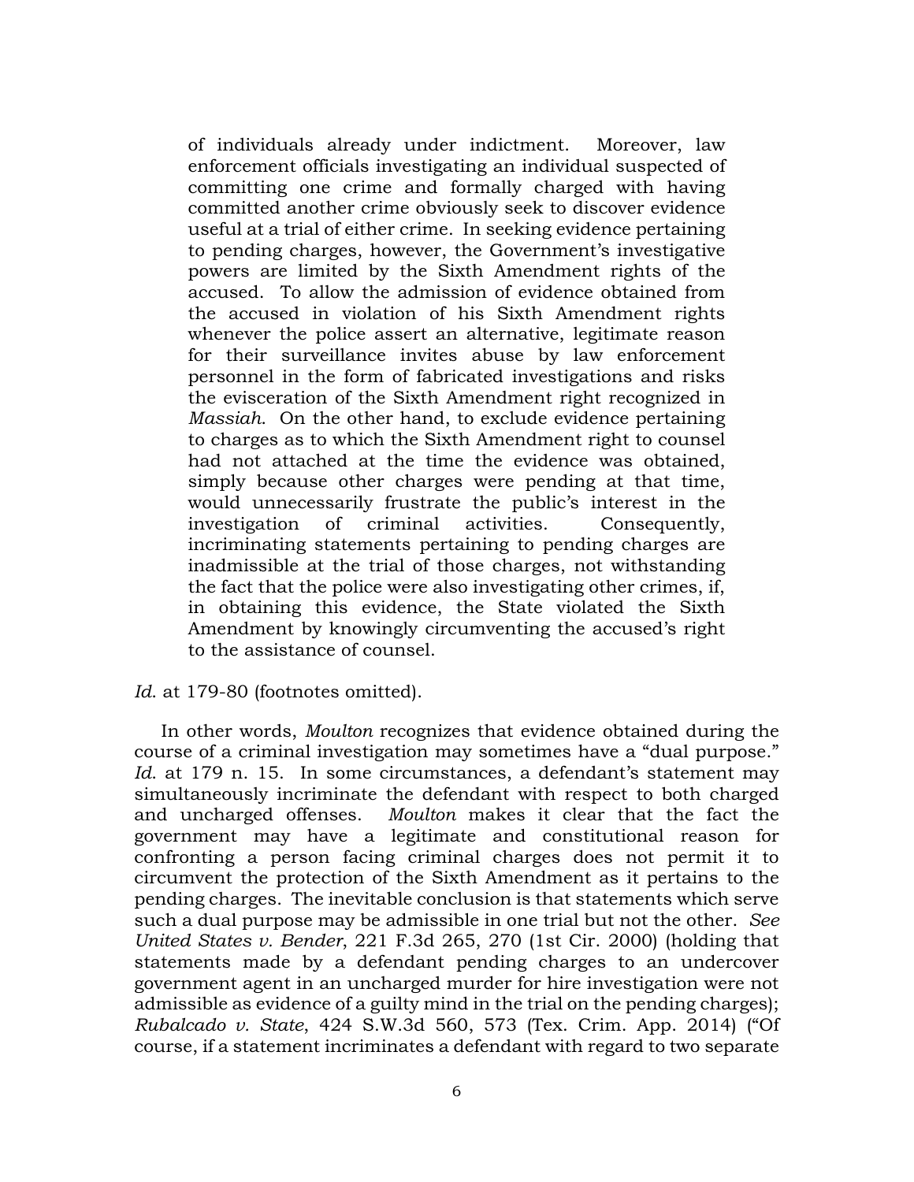> of individuals already under indictment. Moreover, law enforcement officials investigating an individual suspected of committing one crime and formally charged with having committed another crime obviously seek to discover evidence useful at a trial of either crime. In seeking evidence pertaining to pending charges, however, the Government's investigative powers are limited by the Sixth Amendment rights of the accused. To allow the admission of evidence obtained from the accused in violation of his Sixth Amendment rights whenever the police assert an alternative, legitimate reason for their surveillance invites abuse by law enforcement personnel in the form of fabricated investigations and risks the evisceration of the Sixth Amendment right recognized in *Massiah*. On the other hand, to exclude evidence pertaining to charges as to which the Sixth Amendment right to counsel had not attached at the time the evidence was obtained, simply because other charges were pending at that time, would unnecessarily frustrate the public's interest in the investigation of criminal activities. Consequently, incriminating statements pertaining to pending charges are inadmissible at the trial of those charges, not withstanding the fact that the police were also investigating other crimes, if, in obtaining this evidence, the State violated the Sixth Amendment by knowingly circumventing the accused's right to the assistance of counsel.

*Id.* at 179-80 (footnotes omitted).

In other words, *Moulton* recognizes that evidence obtained during the course of a criminal investigation may sometimes have a "dual purpose." *Id.* at 179 n. 15. In some circumstances, a defendant's statement may simultaneously incriminate the defendant with respect to both charged and uncharged offenses. *Moulton* makes it clear that the fact the government may have a legitimate and constitutional reason for confronting a person facing criminal charges does not permit it to circumvent the protection of the Sixth Amendment as it pertains to the pending charges. The inevitable conclusion is that statements which serve such a dual purpose may be admissible in one trial but not the other. *See United States v. Bender*, 221 F.3d 265, 270 (1st Cir. 2000) (holding that statements made by a defendant pending charges to an undercover government agent in an uncharged murder for hire investigation were not admissible as evidence of a guilty mind in the trial on the pending charges); *Rubalcado v. State*, 424 S.W.3d 560, 573 (Tex. Crim. App. 2014) ("Of course, if a statement incriminates a defendant with regard to two separate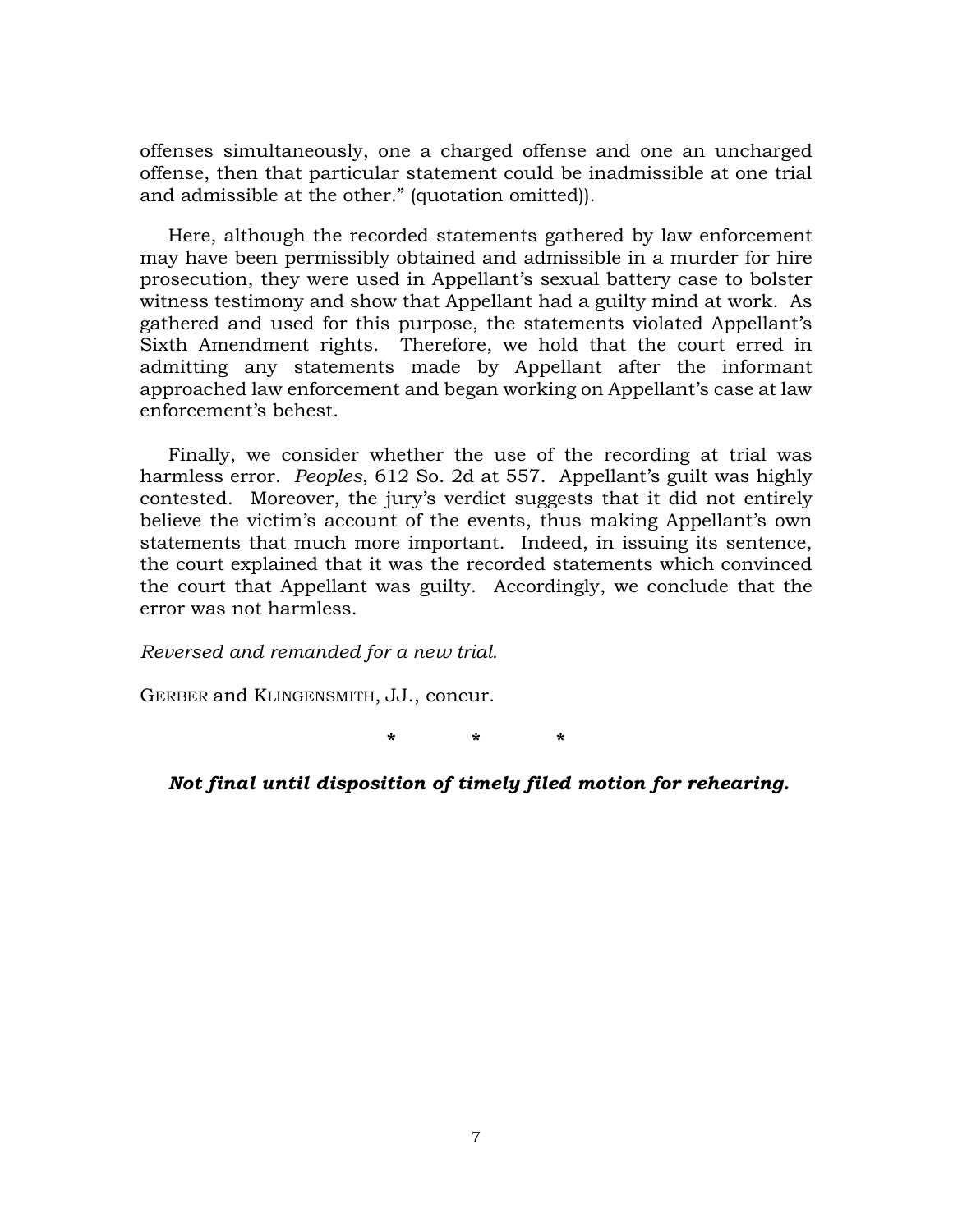offenses simultaneously, one a charged offense and one an uncharged offense, then that particular statement could be inadmissible at one trial and admissible at the other." (quotation omitted)).

Here, although the recorded statements gathered by law enforcement may have been permissibly obtained and admissible in a murder for hire prosecution, they were used in Appellant's sexual battery case to bolster witness testimony and show that Appellant had a guilty mind at work. As gathered and used for this purpose, the statements violated Appellant's Sixth Amendment rights. Therefore, we hold that the court erred in admitting any statements made by Appellant after the informant approached law enforcement and began working on Appellant's case at law enforcement's behest.

Finally, we consider whether the use of the recording at trial was harmless error. *Peoples*, 612 So. 2d at 557. Appellant's guilt was highly contested. Moreover, the jury's verdict suggests that it did not entirely believe the victim's account of the events, thus making Appellant's own statements that much more important. Indeed, in issuing its sentence, the court explained that it was the recorded statements which convinced the court that Appellant was guilty. Accordingly, we conclude that the error was not harmless.

*Reversed and remanded for a new trial.*

GERBER and KLINGENSMITH, JJ., concur.

\*           \*           \*

***Not final until disposition of timely filed motion for rehearing.***